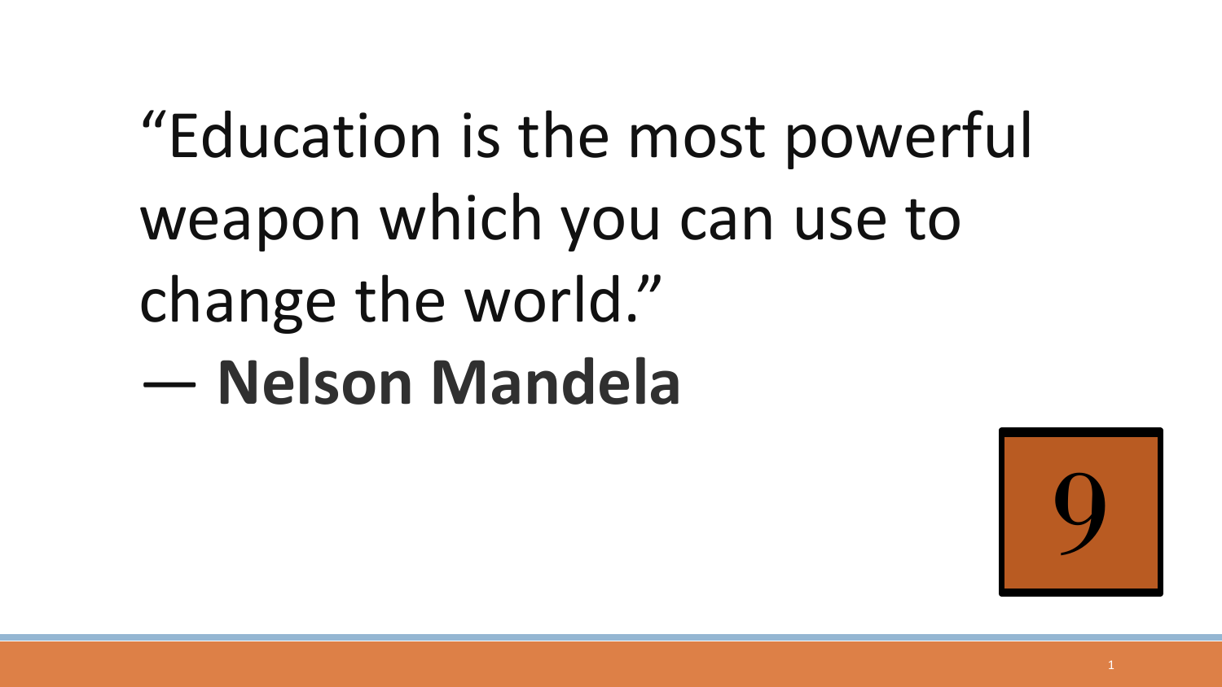"Education is the most powerful weapon which you can use to change the world."

— **Nelson Mandela**

9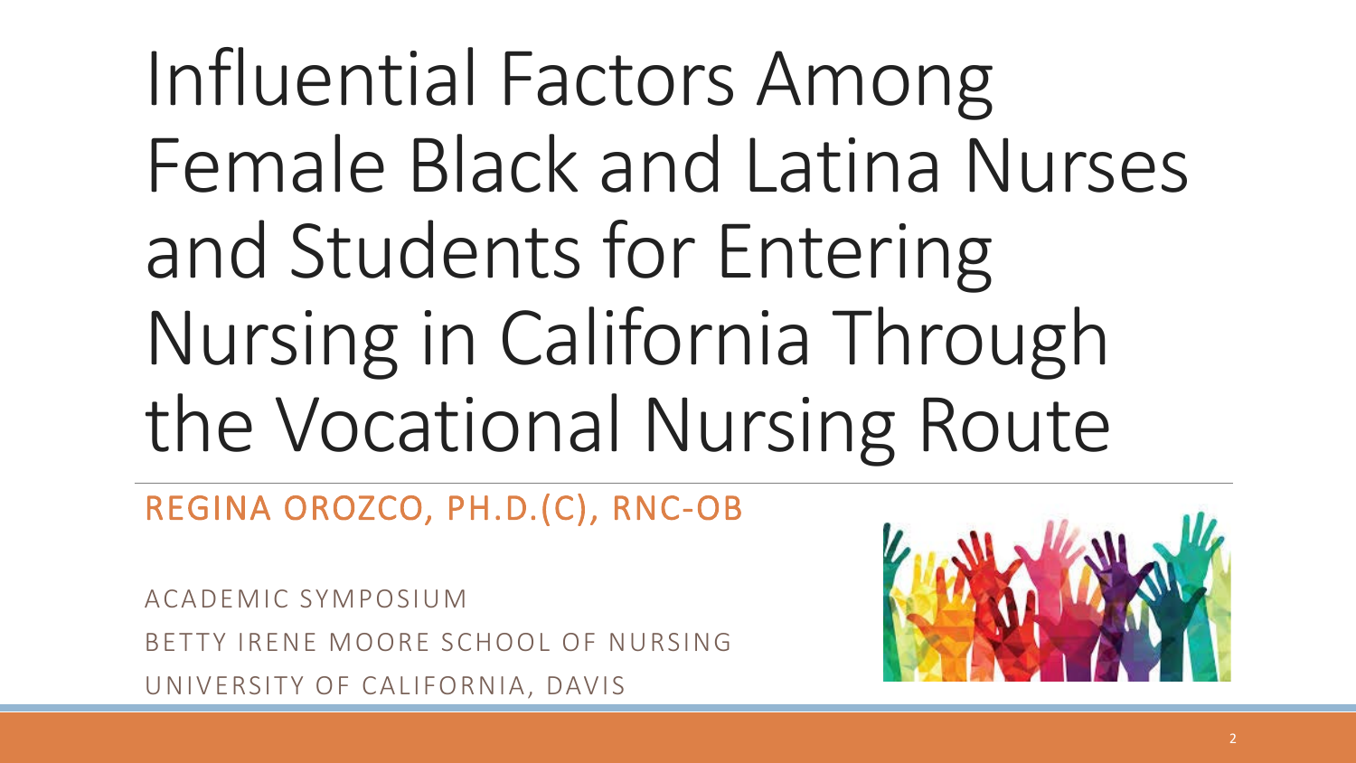# Influential Factors Among Female Black and Latina Nurses and Students for Entering Nursing in California Through the Vocational Nursing Route

REGINA OROZCO, PH.D.(C), RNC-OB

ACADEMIC SYMPOSIUM

BETTY IRENE MOORE SCHOOL OF NURSING

UNIVERSITY OF CALIFORNIA, DAVIS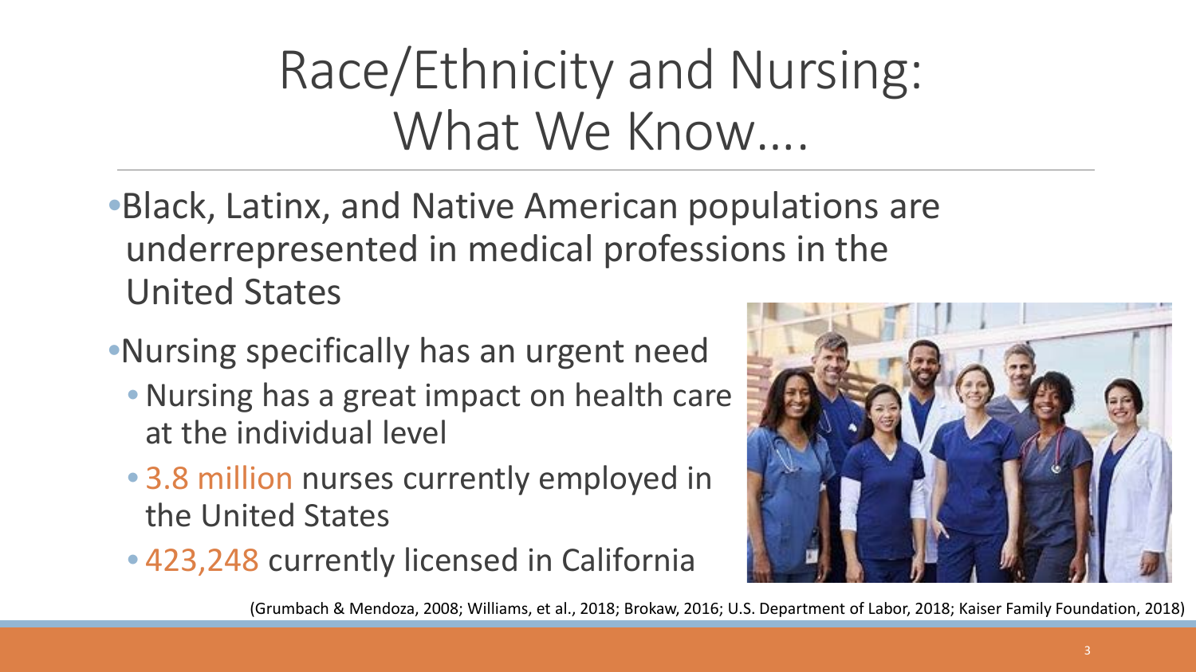# Race/Ethnicity and Nursing: What We Know….

- Black, Latinx, and Native American populations are underrepresented in medical professions in the United States
- Nursing specifically has an urgent need
  - Nursing has a great impact on health care at the individual level
  - 3.8 million nurses currently employed in the United States
  - 423,248 currently licensed in California

(Grumbach & Mendoza, 2008; Williams, et al., 2018; Brokaw, 2016; U.S. Department of Labor, 2018; Kaiser Family Foundation, 2018)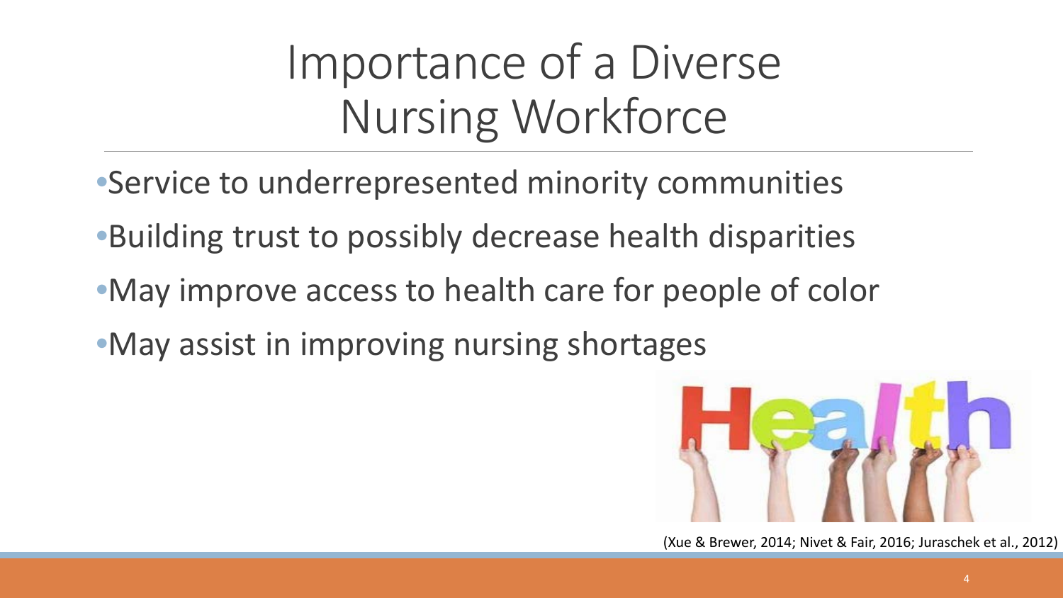# Importance of a Diverse Nursing Workforce

- Service to underrepresented minority communities
- Building trust to possibly decrease health disparities
- May improve access to health care for people of color
- May assist in improving nursing shortages

(Xue & Brewer, 2014; Nivet & Fair, 2016; Juraschek et al., 2012)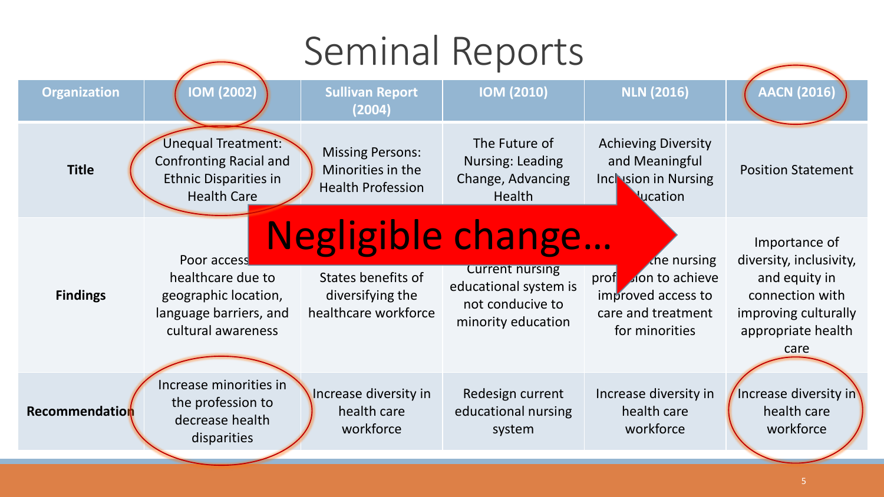# Seminal Reports

| Organization | IOM (2002) | Sullivan Report (2004) | IOM (2010) | NLN (2016) | AACN (2016) |
|---|---|---|---|---|---|
| **Title** | Unequal Treatment: Confronting Racial and Ethnic Disparities in Health Care | Missing Persons: Minorities in the Health Profession | The Future of Nursing: Leading Change, Advancing Health | Achieving Diversity and Meaningful Inclusion in Nursing Education | Position Statement |
| **Findings** | Poor access to healthcare due to geographic location, language barriers, and cultural awareness | States benefits of diversifying the healthcare workforce | Current nursing educational system is not conducive to minority education | the nursing profession to achieve improved access to care and treatment for minorities | Importance of diversity, inclusivity, and equity in connection with improving culturally appropriate health care |
| **Recommendation** | Increase minorities in the profession to decrease health disparities | Increase diversity in health care workforce | Redesign current educational nursing system | Increase diversity in health care workforce | Increase diversity in health care workforce |

Negligible change...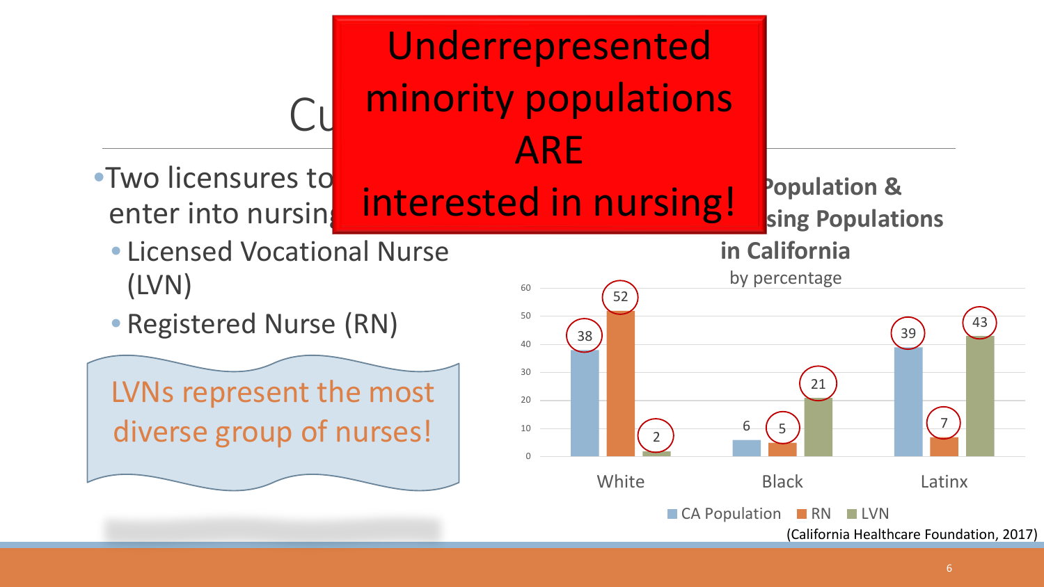# Cu...

**Underrepresented minority populations ARE interested in nursing!**

- Two licensures to enter into nursin...
  - Licensed Vocational Nurse (LVN)
  - Registered Nurse (RN)

LVNs represent the most diverse group of nurses!

**...opulation & ...sing Populations in California**

by percentage

| | CA Population | RN | LVN |
|---|---|---|---|
| White | 38 | 52 | 2 |
| Black | 6 | 5 | 21 |
| Latinx | 39 | 7 | 43 |

(California Healthcare Foundation, 2017)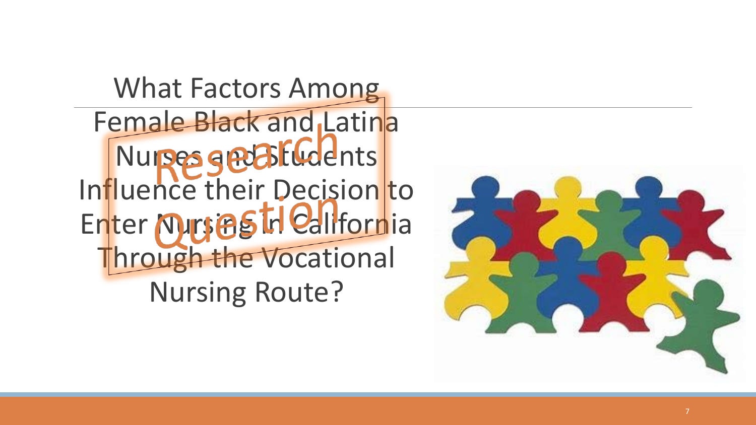# Research Question

What Factors Among Female Black and Latina Nurses and Students Influence their Decision to Enter Nursing in California Through the Vocational Nursing Route?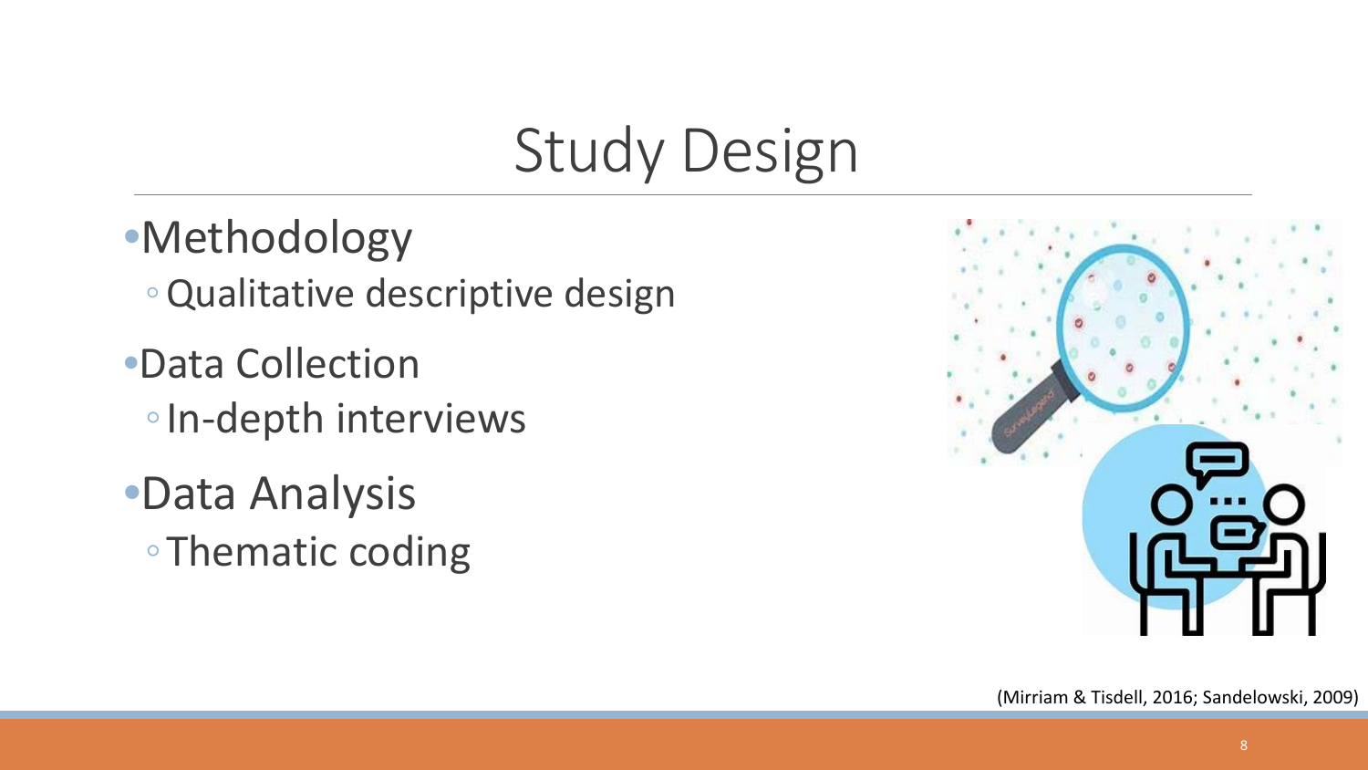# Study Design

- Methodology
  - Qualitative descriptive design
- Data Collection
  - In-depth interviews
- Data Analysis
  - Thematic coding

(Mirriam & Tisdell, 2016; Sandelowski, 2009)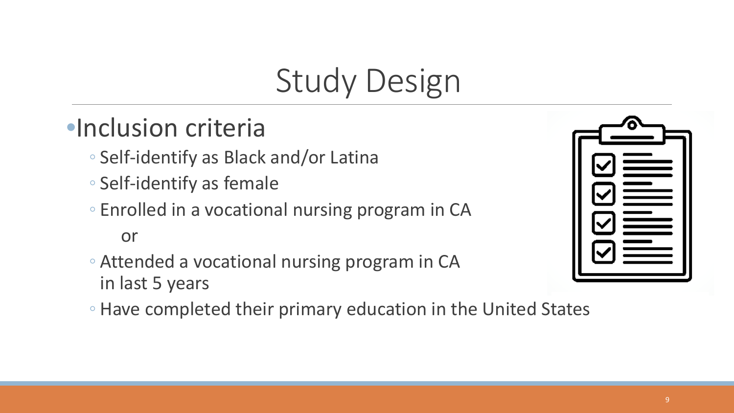# Study Design

- Inclusion criteria
  - Self-identify as Black and/or Latina
  - Self-identify as female
  - Enrolled in a vocational nursing program in CA

    or
  - Attended a vocational nursing program in CA in last 5 years
  - Have completed their primary education in the United States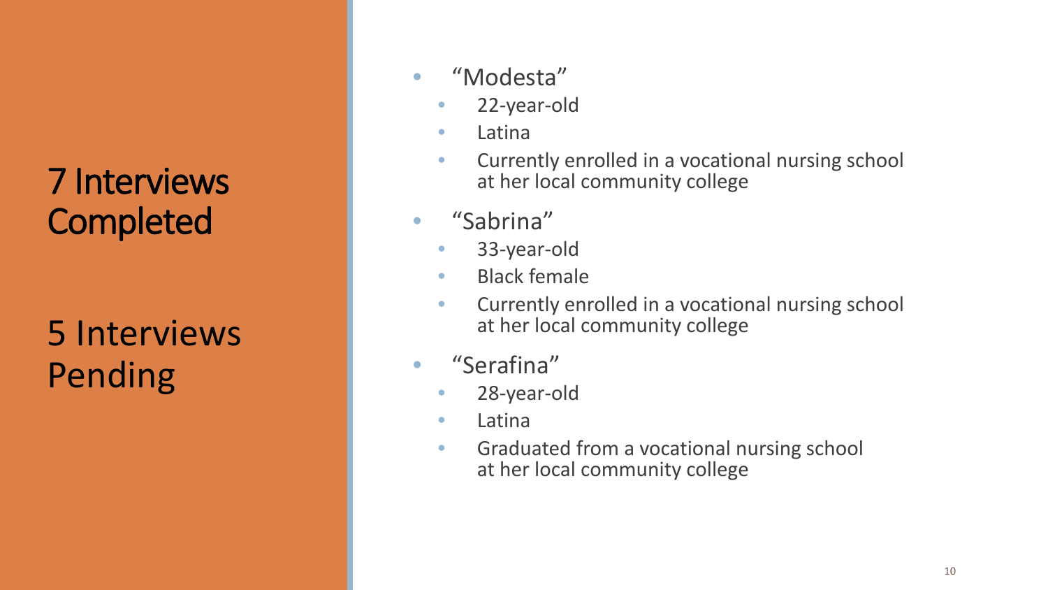## 7 Interviews Completed

## 5 Interviews Pending

- “Modesta”
  - 22-year-old
  - Latina
  - Currently enrolled in a vocational nursing school at her local community college
- “Sabrina”
  - 33-year-old
  - Black female
  - Currently enrolled in a vocational nursing school at her local community college
- “Serafina”
  - 28-year-old
  - Latina
  - Graduated from a vocational nursing school at her local community college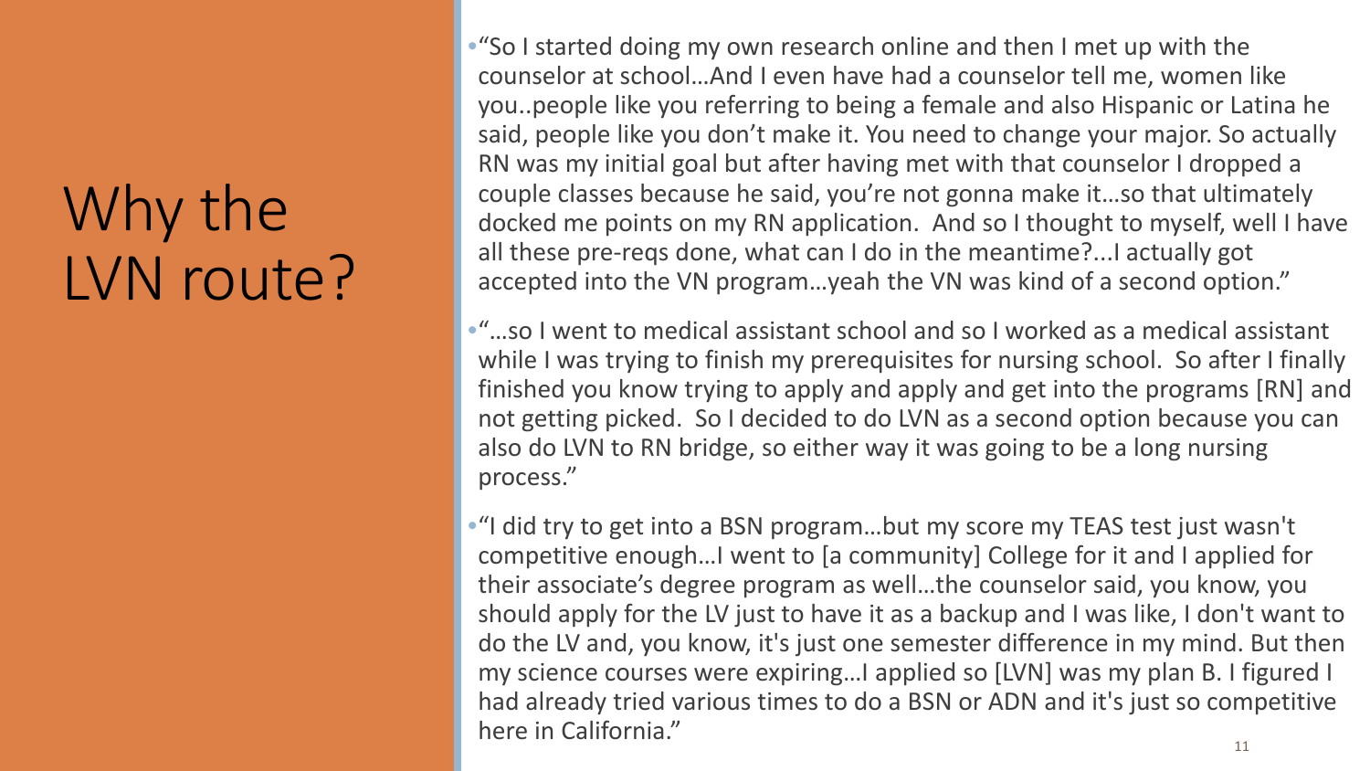# Why the LVN route?

- "So I started doing my own research online and then I met up with the counselor at school…And I even have had a counselor tell me, women like you..people like you referring to being a female and also Hispanic or Latina he said, people like you don't make it. You need to change your major. So actually RN was my initial goal but after having met with that counselor I dropped a couple classes because he said, you're not gonna make it…so that ultimately docked me points on my RN application. And so I thought to myself, well I have all these pre-reqs done, what can I do in the meantime?...I actually got accepted into the VN program…yeah the VN was kind of a second option."
- "…so I went to medical assistant school and so I worked as a medical assistant while I was trying to finish my prerequisites for nursing school. So after I finally finished you know trying to apply and apply and get into the programs [RN] and not getting picked. So I decided to do LVN as a second option because you can also do LVN to RN bridge, so either way it was going to be a long nursing process."
- "I did try to get into a BSN program…but my score my TEAS test just wasn't competitive enough…I went to [a community] College for it and I applied for their associate's degree program as well…the counselor said, you know, you should apply for the LV just to have it as a backup and I was like, I don't want to do the LV and, you know, it's just one semester difference in my mind. But then my science courses were expiring…I applied so [LVN] was my plan B. I figured I had already tried various times to do a BSN or ADN and it's just so competitive here in California."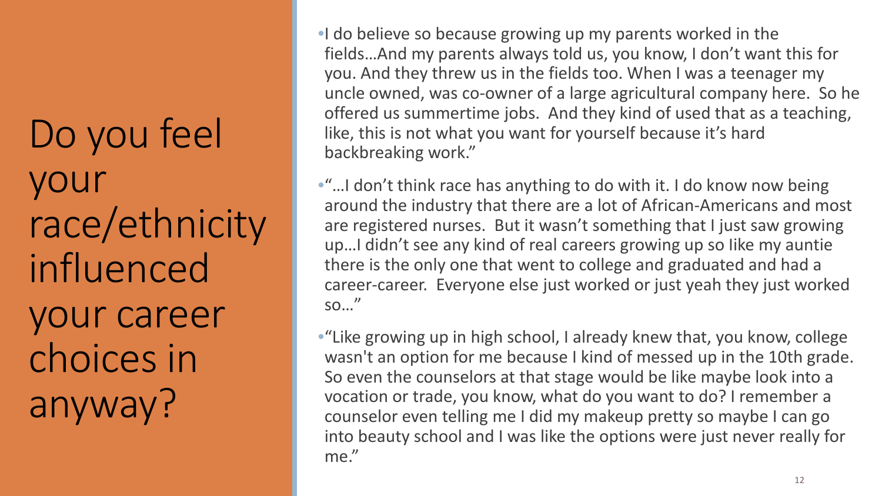# Do you feel your race/ethnicity influenced your career choices in anyway?

- I do believe so because growing up my parents worked in the fields…And my parents always told us, you know, I don't want this for you. And they threw us in the fields too. When I was a teenager my uncle owned, was co-owner of a large agricultural company here. So he offered us summertime jobs. And they kind of used that as a teaching, like, this is not what you want for yourself because it's hard backbreaking work."
- "…I don't think race has anything to do with it. I do know now being around the industry that there are a lot of African-Americans and most are registered nurses. But it wasn't something that I just saw growing up…I didn't see any kind of real careers growing up so like my auntie there is the only one that went to college and graduated and had a career-career. Everyone else just worked or just yeah they just worked so…"
- "Like growing up in high school, I already knew that, you know, college wasn't an option for me because I kind of messed up in the 10th grade. So even the counselors at that stage would be like maybe look into a vocation or trade, you know, what do you want to do? I remember a counselor even telling me I did my makeup pretty so maybe I can go into beauty school and I was like the options were just never really for me."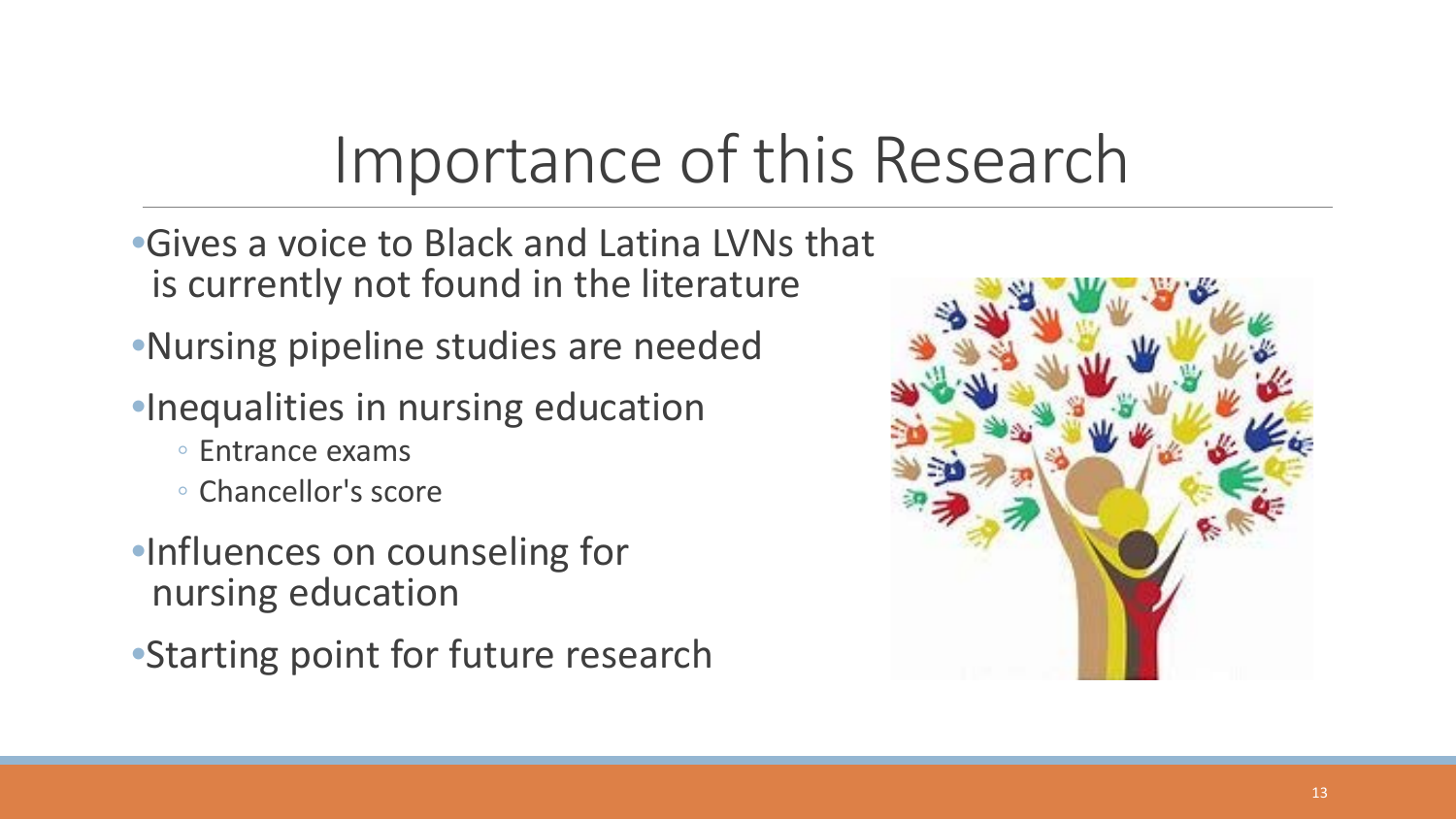# Importance of this Research

- Gives a voice to Black and Latina LVNs that is currently not found in the literature
- Nursing pipeline studies are needed
- Inequalities in nursing education
  - Entrance exams
  - Chancellor's score
- Influences on counseling for nursing education
- Starting point for future research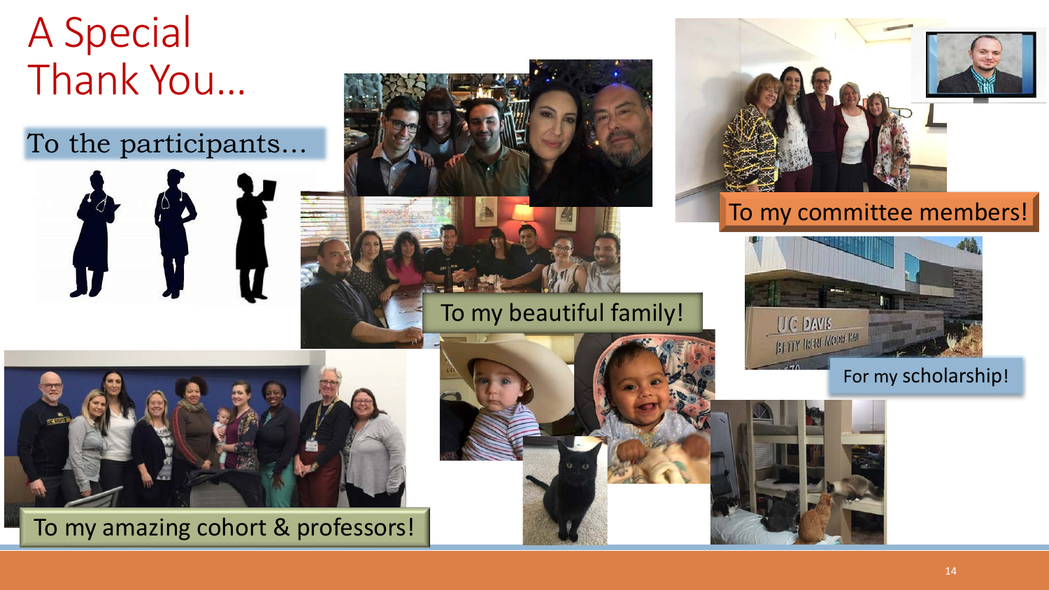# A Special Thank You…

To the participants…

To my beautiful family!

To my committee members!

For my scholarship!

To my amazing cohort & professors!